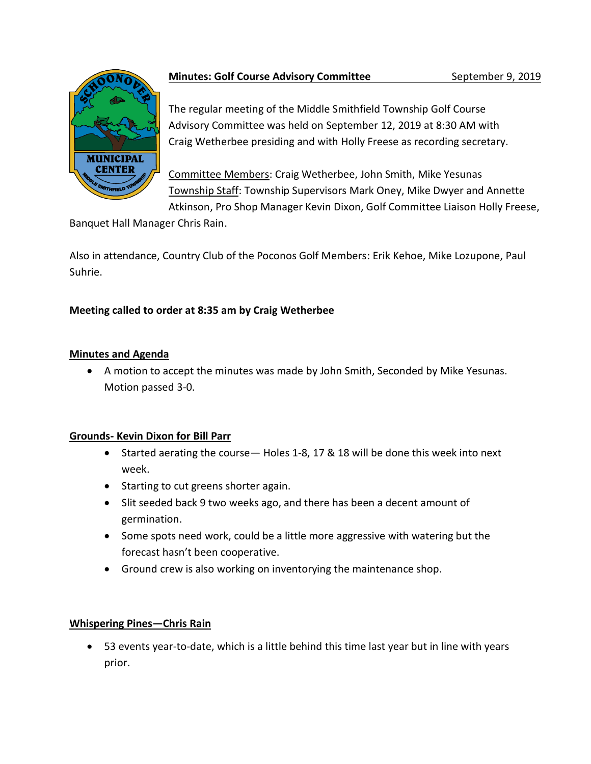**Minutes: Golf Course Advisory Committee** September 9, 2019

The regular meeting of the Middle Smithfield Township Golf Course Advisory Committee was held on September 12, 2019 at 8:30 AM with Craig Wetherbee presiding and with Holly Freese as recording secretary.

Committee Members: Craig Wetherbee, John Smith, Mike Yesunas
Township Staff: Township Supervisors Mark Oney, Mike Dwyer and Annette Atkinson, Pro Shop Manager Kevin Dixon, Golf Committee Liaison Holly Freese, Banquet Hall Manager Chris Rain.

Also in attendance, Country Club of the Poconos Golf Members: Erik Kehoe, Mike Lozupone, Paul Suhrie.

**Meeting called to order at 8:35 am by Craig Wetherbee**

**Minutes and Agenda**

- A motion to accept the minutes was made by John Smith, Seconded by Mike Yesunas. Motion passed 3-0.

**Grounds- Kevin Dixon for Bill Parr**

- Started aerating the course— Holes 1-8, 17 & 18 will be done this week into next week.
- Starting to cut greens shorter again.
- Slit seeded back 9 two weeks ago, and there has been a decent amount of germination.
- Some spots need work, could be a little more aggressive with watering but the forecast hasn't been cooperative.
- Ground crew is also working on inventorying the maintenance shop.

**Whispering Pines—Chris Rain**

- 53 events year-to-date, which is a little behind this time last year but in line with years prior.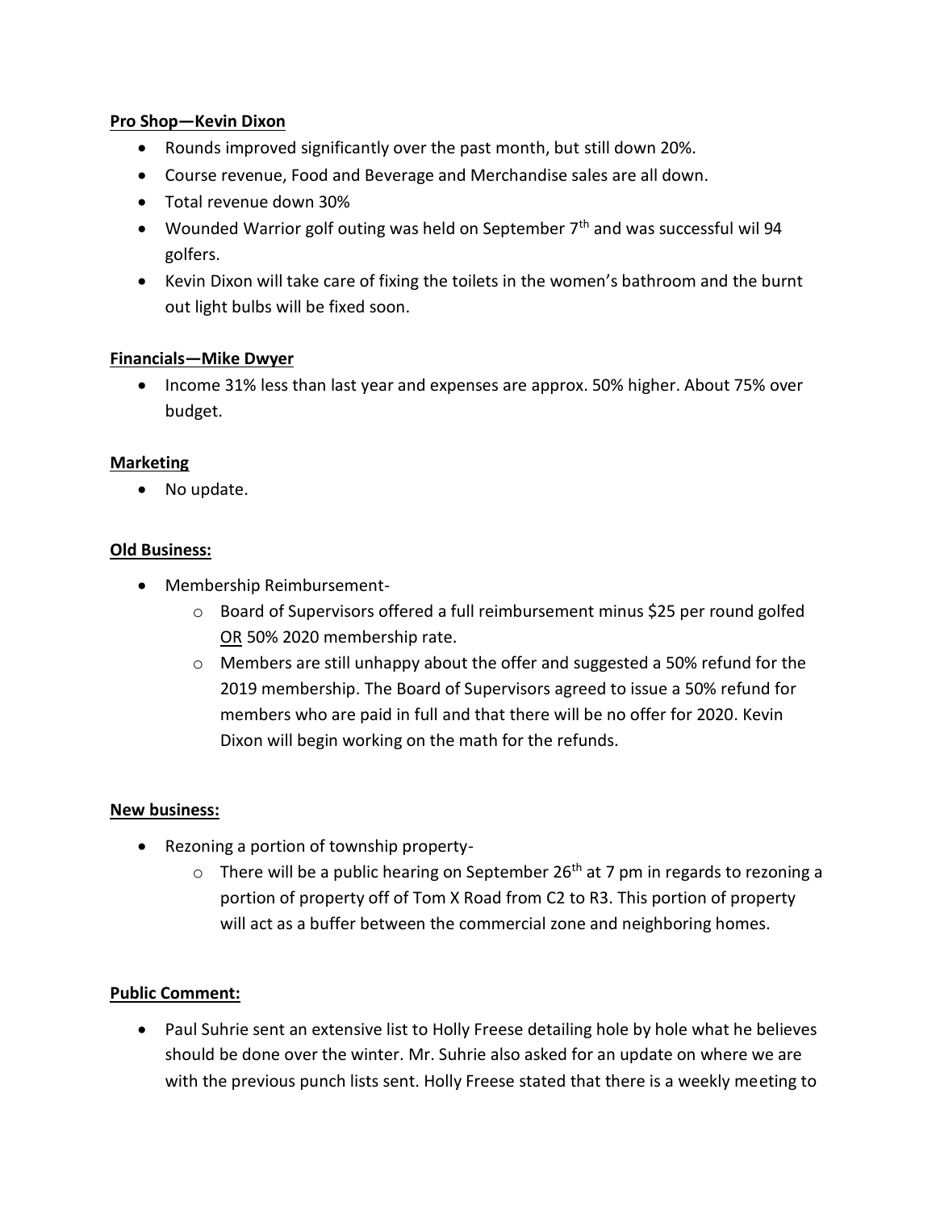**Pro Shop—Kevin Dixon**

- Rounds improved significantly over the past month, but still down 20%.
- Course revenue, Food and Beverage and Merchandise sales are all down.
- Total revenue down 30%
- Wounded Warrior golf outing was held on September 7th and was successful wil 94 golfers.
- Kevin Dixon will take care of fixing the toilets in the women's bathroom and the burnt out light bulbs will be fixed soon.

**Financials—Mike Dwyer**

- Income 31% less than last year and expenses are approx. 50% higher. About 75% over budget.

**Marketing**

- No update.

**Old Business:**

- Membership Reimbursement-
    - Board of Supervisors offered a full reimbursement minus $25 per round golfed OR 50% 2020 membership rate.
    - Members are still unhappy about the offer and suggested a 50% refund for the 2019 membership. The Board of Supervisors agreed to issue a 50% refund for members who are paid in full and that there will be no offer for 2020. Kevin Dixon will begin working on the math for the refunds.

**New business:**

- Rezoning a portion of township property-
    - There will be a public hearing on September 26th at 7 pm in regards to rezoning a portion of property off of Tom X Road from C2 to R3. This portion of property will act as a buffer between the commercial zone and neighboring homes.

**Public Comment:**

- Paul Suhrie sent an extensive list to Holly Freese detailing hole by hole what he believes should be done over the winter. Mr. Suhrie also asked for an update on where we are with the previous punch lists sent. Holly Freese stated that there is a weekly meeting to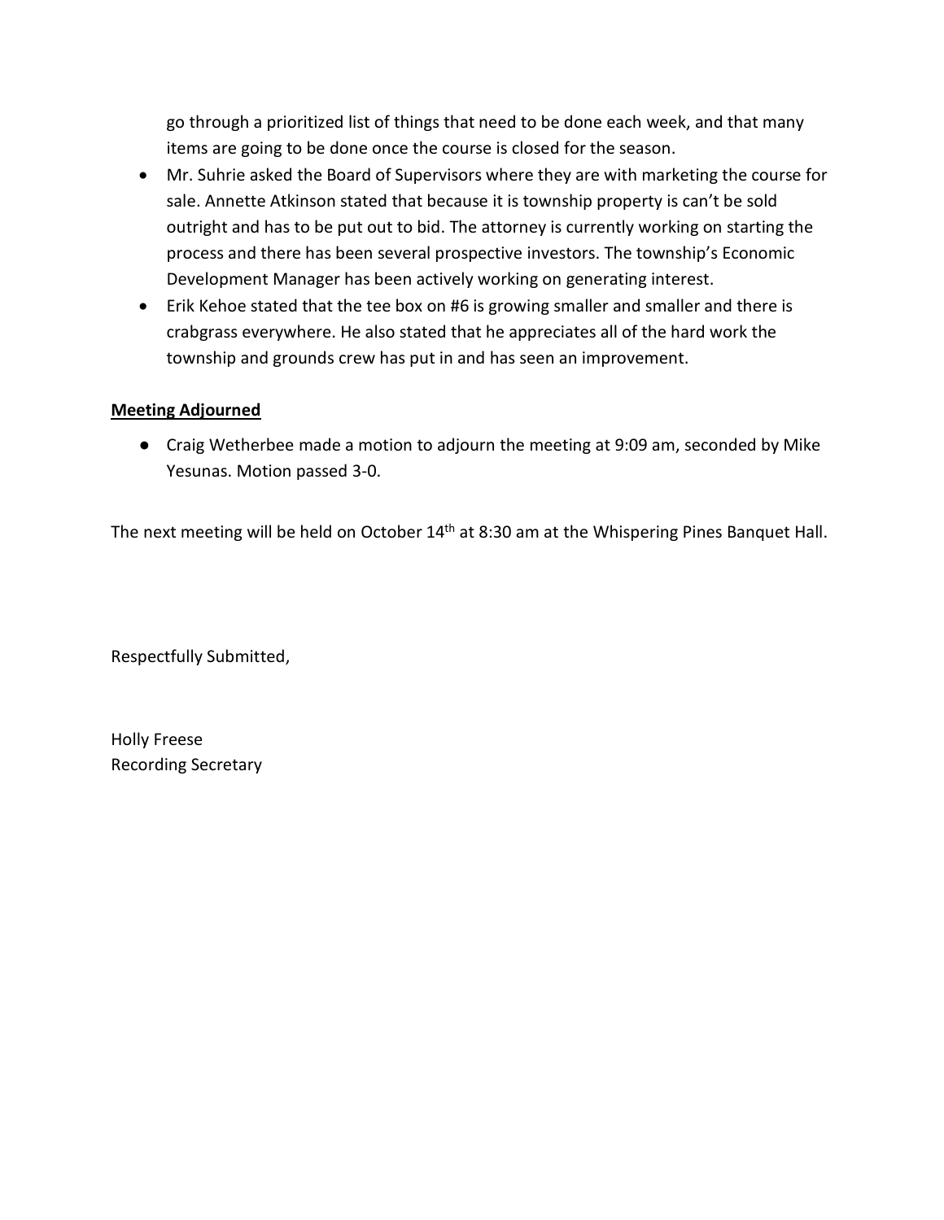go through a prioritized list of things that need to be done each week, and that many items are going to be done once the course is closed for the season.

- Mr. Suhrie asked the Board of Supervisors where they are with marketing the course for sale. Annette Atkinson stated that because it is township property is can't be sold outright and has to be put out to bid. The attorney is currently working on starting the process and there has been several prospective investors. The township's Economic Development Manager has been actively working on generating interest.
- Erik Kehoe stated that the tee box on #6 is growing smaller and smaller and there is crabgrass everywhere. He also stated that he appreciates all of the hard work the township and grounds crew has put in and has seen an improvement.

**Meeting Adjourned**

- Craig Wetherbee made a motion to adjourn the meeting at 9:09 am, seconded by Mike Yesunas. Motion passed 3-0.

The next meeting will be held on October 14th at 8:30 am at the Whispering Pines Banquet Hall.

Respectfully Submitted,

Holly Freese
Recording Secretary